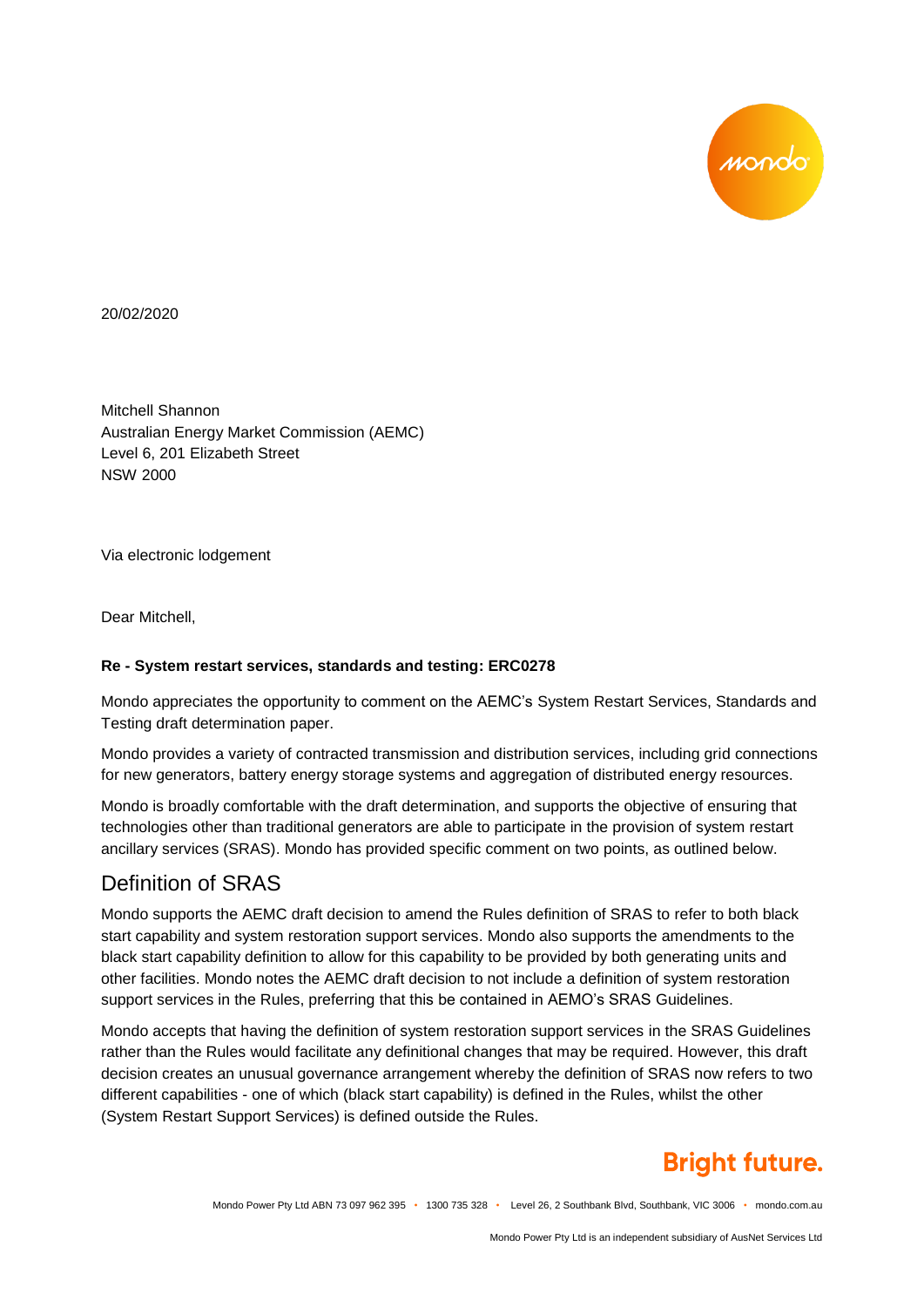20/02/2020

Mitchell Shannon
Australian Energy Market Commission (AEMC)
Level 6, 201 Elizabeth Street
NSW 2000

Via electronic lodgement

Dear Mitchell,

**Re - System restart services, standards and testing: ERC0278**

Mondo appreciates the opportunity to comment on the AEMC's System Restart Services, Standards and Testing draft determination paper.

Mondo provides a variety of contracted transmission and distribution services, including grid connections for new generators, battery energy storage systems and aggregation of distributed energy resources.

Mondo is broadly comfortable with the draft determination, and supports the objective of ensuring that technologies other than traditional generators are able to participate in the provision of system restart ancillary services (SRAS). Mondo has provided specific comment on two points, as outlined below.

## Definition of SRAS

Mondo supports the AEMC draft decision to amend the Rules definition of SRAS to refer to both black start capability and system restoration support services. Mondo also supports the amendments to the black start capability definition to allow for this capability to be provided by both generating units and other facilities. Mondo notes the AEMC draft decision to not include a definition of system restoration support services in the Rules, preferring that this be contained in AEMO's SRAS Guidelines.

Mondo accepts that having the definition of system restoration support services in the SRAS Guidelines rather than the Rules would facilitate any definitional changes that may be required. However, this draft decision creates an unusual governance arrangement whereby the definition of SRAS now refers to two different capabilities - one of which (black start capability) is defined in the Rules, whilst the other (System Restart Support Services) is defined outside the Rules.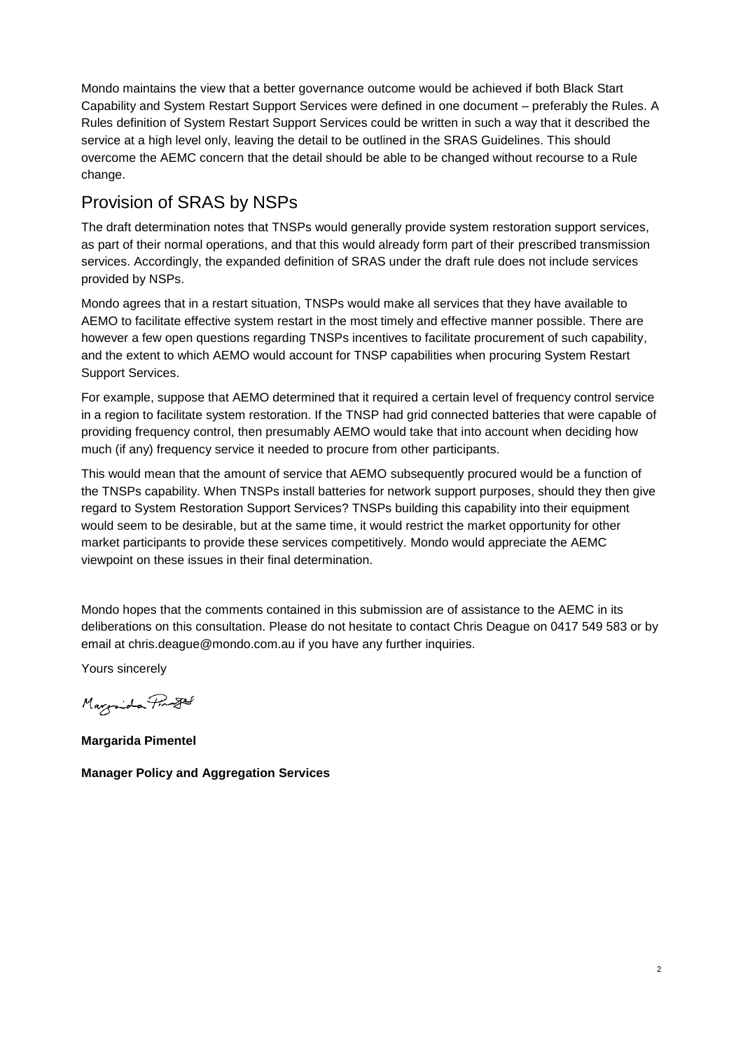Mondo maintains the view that a better governance outcome would be achieved if both Black Start Capability and System Restart Support Services were defined in one document – preferably the Rules. A Rules definition of System Restart Support Services could be written in such a way that it described the service at a high level only, leaving the detail to be outlined in the SRAS Guidelines. This should overcome the AEMC concern that the detail should be able to be changed without recourse to a Rule change.

## Provision of SRAS by NSPs

The draft determination notes that TNSPs would generally provide system restoration support services, as part of their normal operations, and that this would already form part of their prescribed transmission services. Accordingly, the expanded definition of SRAS under the draft rule does not include services provided by NSPs.

Mondo agrees that in a restart situation, TNSPs would make all services that they have available to AEMO to facilitate effective system restart in the most timely and effective manner possible. There are however a few open questions regarding TNSPs incentives to facilitate procurement of such capability, and the extent to which AEMO would account for TNSP capabilities when procuring System Restart Support Services.

For example, suppose that AEMO determined that it required a certain level of frequency control service in a region to facilitate system restoration. If the TNSP had grid connected batteries that were capable of providing frequency control, then presumably AEMO would take that into account when deciding how much (if any) frequency service it needed to procure from other participants.

This would mean that the amount of service that AEMO subsequently procured would be a function of the TNSPs capability. When TNSPs install batteries for network support purposes, should they then give regard to System Restoration Support Services? TNSPs building this capability into their equipment would seem to be desirable, but at the same time, it would restrict the market opportunity for other market participants to provide these services competitively. Mondo would appreciate the AEMC viewpoint on these issues in their final determination.

Mondo hopes that the comments contained in this submission are of assistance to the AEMC in its deliberations on this consultation. Please do not hesitate to contact Chris Deague on 0417 549 583 or by email at chris.deague@mondo.com.au if you have any further inquiries.

Yours sincerely

**Margarida Pimentel**

**Manager Policy and Aggregation Services**